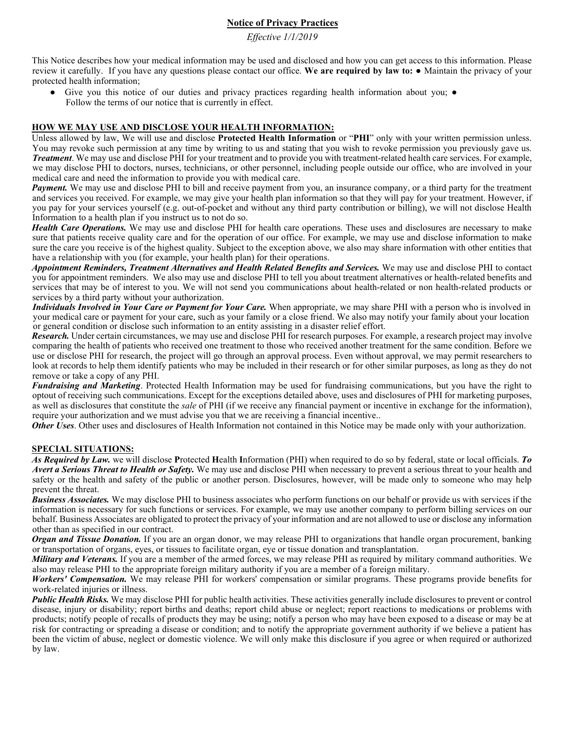# Notice of Privacy Practices

*Effective 1/1/2019*

This Notice describes how your medical information may be used and disclosed and how you can get access to this information. Please review it carefully. If you have any questions please contact our office. **We are required by law to:** ● Maintain the privacy of your protected health information;

- Give you this notice of our duties and privacy practices regarding health information about you; ● Follow the terms of our notice that is currently in effect.

## HOW WE MAY USE AND DISCLOSE YOUR HEALTH INFORMATION:

Unless allowed by law, We will use and disclose **Protected Health Information** or "**PHI**" only with your written permission unless. You may revoke such permission at any time by writing to us and stating that you wish to revoke permission you previously gave us. ***Treatment***. We may use and disclose PHI for your treatment and to provide you with treatment-related health care services. For example, we may disclose PHI to doctors, nurses, technicians, or other personnel, including people outside our office, who are involved in your medical care and need the information to provide you with medical care.

***Payment.*** We may use and disclose PHI to bill and receive payment from you, an insurance company, or a third party for the treatment and services you received. For example, we may give your health plan information so that they will pay for your treatment. However, if you pay for your services yourself (e.g. out-of-pocket and without any third party contribution or billing), we will not disclose Health Information to a health plan if you instruct us to not do so.

***Health Care Operations.*** We may use and disclose PHI for health care operations. These uses and disclosures are necessary to make sure that patients receive quality care and for the operation of our office. For example, we may use and disclose information to make sure the care you receive is of the highest quality. Subject to the exception above, we also may share information with other entities that have a relationship with you (for example, your health plan) for their operations.

***Appointment Reminders, Treatment Alternatives and Health Related Benefits and Services.*** We may use and disclose PHI to contact you for appointment reminders. We also may use and disclose PHI to tell you about treatment alternatives or health-related benefits and services that may be of interest to you. We will not send you communications about health-related or non health-related products or services by a third party without your authorization.

***Individuals Involved in Your Care or Payment for Your Care.*** When appropriate, we may share PHI with a person who is involved in your medical care or payment for your care, such as your family or a close friend. We also may notify your family about your location or general condition or disclose such information to an entity assisting in a disaster relief effort.

***Research.*** Under certain circumstances, we may use and disclose PHI for research purposes. For example, a research project may involve comparing the health of patients who received one treatment to those who received another treatment for the same condition. Before we use or disclose PHI for research, the project will go through an approval process. Even without approval, we may permit researchers to look at records to help them identify patients who may be included in their research or for other similar purposes, as long as they do not remove or take a copy of any PHI.

***Fundraising and Marketing***. Protected Health Information may be used for fundraising communications, but you have the right to optout of receiving such communications. Except for the exceptions detailed above, uses and disclosures of PHI for marketing purposes, as well as disclosures that constitute the *sale* of PHI (if we receive any financial payment or incentive in exchange for the information), require your authorization and we must advise you that we are receiving a financial incentive..

***Other Uses***. Other uses and disclosures of Health Information not contained in this Notice may be made only with your authorization.

## SPECIAL SITUATIONS:

***As Required by Law.*** we will disclose **P**rotected **H**ealth **I**nformation (PHI) when required to do so by federal, state or local officials. ***To Avert a Serious Threat to Health or Safety.*** We may use and disclose PHI when necessary to prevent a serious threat to your health and safety or the health and safety of the public or another person. Disclosures, however, will be made only to someone who may help prevent the threat.

***Business Associates.*** We may disclose PHI to business associates who perform functions on our behalf or provide us with services if the information is necessary for such functions or services. For example, we may use another company to perform billing services on our behalf. Business Associates are obligated to protect the privacy of your information and are not allowed to use or disclose any information other than as specified in our contract.

***Organ and Tissue Donation.*** If you are an organ donor, we may release PHI to organizations that handle organ procurement, banking or transportation of organs, eyes, or tissues to facilitate organ, eye or tissue donation and transplantation.

***Military and Veterans.*** If you are a member of the armed forces, we may release PHI as required by military command authorities. We also may release PHI to the appropriate foreign military authority if you are a member of a foreign military.

***Workers' Compensation.*** We may release PHI for workers' compensation or similar programs. These programs provide benefits for work-related injuries or illness.

***Public Health Risks.*** We may disclose PHI for public health activities. These activities generally include disclosures to prevent or control disease, injury or disability; report births and deaths; report child abuse or neglect; report reactions to medications or problems with products; notify people of recalls of products they may be using; notify a person who may have been exposed to a disease or may be at risk for contracting or spreading a disease or condition; and to notify the appropriate government authority if we believe a patient has been the victim of abuse, neglect or domestic violence. We will only make this disclosure if you agree or when required or authorized by law.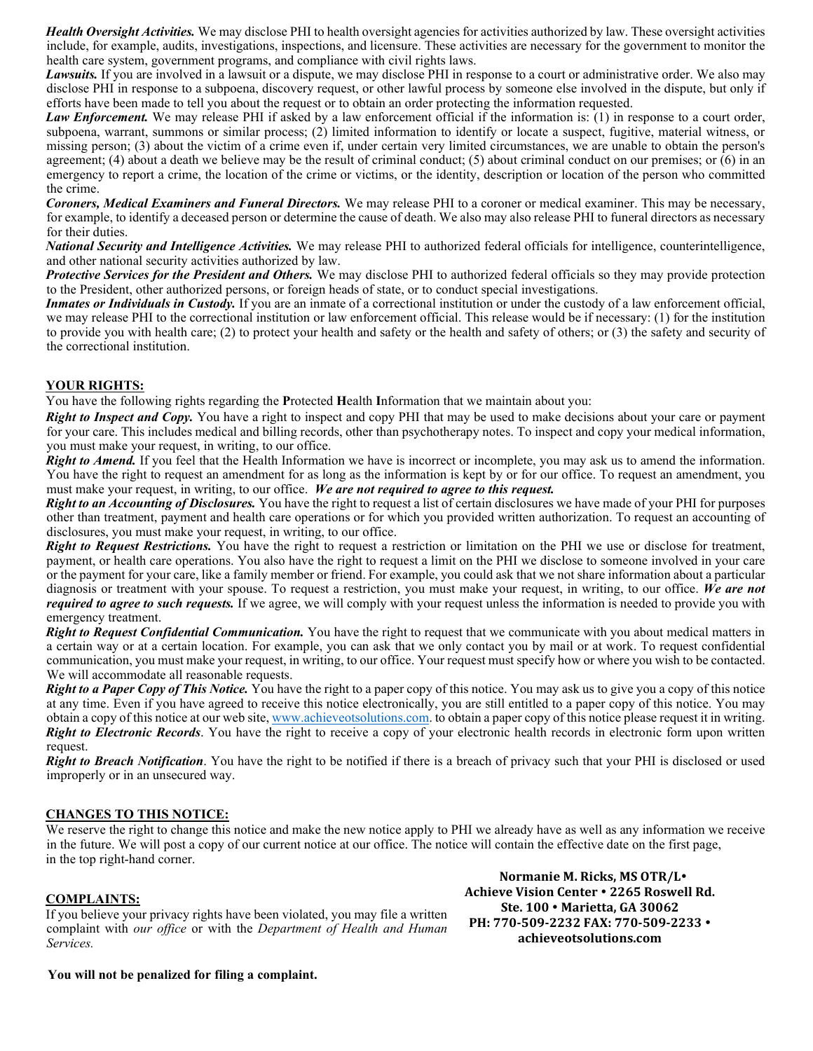***Health Oversight Activities.*** We may disclose PHI to health oversight agencies for activities authorized by law. These oversight activities include, for example, audits, investigations, inspections, and licensure. These activities are necessary for the government to monitor the health care system, government programs, and compliance with civil rights laws.

***Lawsuits.*** If you are involved in a lawsuit or a dispute, we may disclose PHI in response to a court or administrative order. We also may disclose PHI in response to a subpoena, discovery request, or other lawful process by someone else involved in the dispute, but only if efforts have been made to tell you about the request or to obtain an order protecting the information requested.

***Law Enforcement.*** We may release PHI if asked by a law enforcement official if the information is: (1) in response to a court order, subpoena, warrant, summons or similar process; (2) limited information to identify or locate a suspect, fugitive, material witness, or missing person; (3) about the victim of a crime even if, under certain very limited circumstances, we are unable to obtain the person's agreement; (4) about a death we believe may be the result of criminal conduct; (5) about criminal conduct on our premises; or (6) in an emergency to report a crime, the location of the crime or victims, or the identity, description or location of the person who committed the crime.

***Coroners, Medical Examiners and Funeral Directors.*** We may release PHI to a coroner or medical examiner. This may be necessary, for example, to identify a deceased person or determine the cause of death. We also may also release PHI to funeral directors as necessary for their duties.

***National Security and Intelligence Activities.*** We may release PHI to authorized federal officials for intelligence, counterintelligence, and other national security activities authorized by law.

***Protective Services for the President and Others.*** We may disclose PHI to authorized federal officials so they may provide protection to the President, other authorized persons, or foreign heads of state, or to conduct special investigations.

***Inmates or Individuals in Custody.*** If you are an inmate of a correctional institution or under the custody of a law enforcement official, we may release PHI to the correctional institution or law enforcement official. This release would be if necessary: (1) for the institution to provide you with health care; (2) to protect your health and safety or the health and safety of others; or (3) the safety and security of the correctional institution.

## YOUR RIGHTS:

You have the following rights regarding the **P**rotected **H**ealth **I**nformation that we maintain about you:

***Right to Inspect and Copy.*** You have a right to inspect and copy PHI that may be used to make decisions about your care or payment for your care. This includes medical and billing records, other than psychotherapy notes. To inspect and copy your medical information, you must make your request, in writing, to our office.

***Right to Amend.*** If you feel that the Health Information we have is incorrect or incomplete, you may ask us to amend the information. You have the right to request an amendment for as long as the information is kept by or for our office. To request an amendment, you must make your request, in writing, to our office. ***We are not required to agree to this request.***

***Right to an Accounting of Disclosures.*** You have the right to request a list of certain disclosures we have made of your PHI for purposes other than treatment, payment and health care operations or for which you provided written authorization. To request an accounting of disclosures, you must make your request, in writing, to our office.

***Right to Request Restrictions.*** You have the right to request a restriction or limitation on the PHI we use or disclose for treatment, payment, or health care operations. You also have the right to request a limit on the PHI we disclose to someone involved in your care or the payment for your care, like a family member or friend. For example, you could ask that we not share information about a particular diagnosis or treatment with your spouse. To request a restriction, you must make your request, in writing, to our office. ***We are not required to agree to such requests.*** If we agree, we will comply with your request unless the information is needed to provide you with emergency treatment.

***Right to Request Confidential Communication.*** You have the right to request that we communicate with you about medical matters in a certain way or at a certain location. For example, you can ask that we only contact you by mail or at work. To request confidential communication, you must make your request, in writing, to our office. Your request must specify how or where you wish to be contacted. We will accommodate all reasonable requests.

***Right to a Paper Copy of This Notice.*** You have the right to a paper copy of this notice. You may ask us to give you a copy of this notice at any time. Even if you have agreed to receive this notice electronically, you are still entitled to a paper copy of this notice. You may obtain a copy of this notice at our web site, www.achieveotsolutions.com. to obtain a paper copy of this notice please request it in writing.

***Right to Electronic Records***. You have the right to receive a copy of your electronic health records in electronic form upon written request.

***Right to Breach Notification***. You have the right to be notified if there is a breach of privacy such that your PHI is disclosed or used improperly or in an unsecured way.

## CHANGES TO THIS NOTICE:

We reserve the right to change this notice and make the new notice apply to PHI we already have as well as any information we receive in the future. We will post a copy of our current notice at our office. The notice will contain the effective date on the first page, in the top right-hand corner.

## COMPLAINTS:

If you believe your privacy rights have been violated, you may file a written complaint with *our office* or with the *Department of Health and Human Services.*

**You will not be penalized for filing a complaint.**

**Normanie M. Ricks, MS OTR/L• Achieve Vision Center • 2265 Roswell Rd. Ste. 100 • Marietta, GA 30062 PH: 770-509-2232 FAX: 770-509-2233 • achieveotsolutions.com**